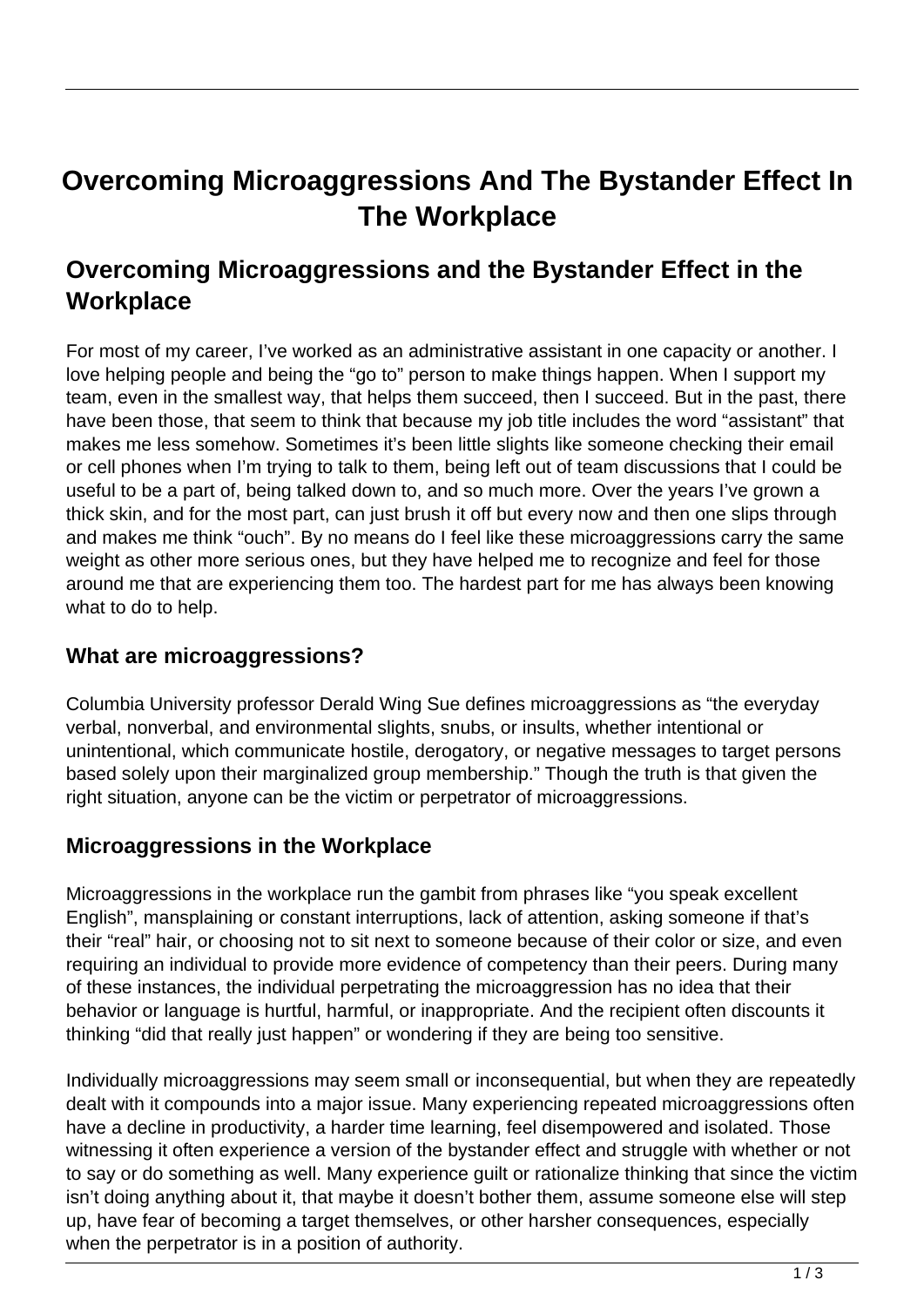# Overcoming Microaggressions And The Bystander Effect In The Workplace

## Overcoming Microaggressions and the Bystander Effect in the Workplace

For most of my career, I've worked as an administrative assistant in one capacity or another. I love helping people and being the "go to" person to make things happen. When I support my team, even in the smallest way, that helps them succeed, then I succeed. But in the past, there have been those, that seem to think that because my job title includes the word "assistant" that makes me less somehow. Sometimes it's been little slights like someone checking their email or cell phones when I'm trying to talk to them, being left out of team discussions that I could be useful to be a part of, being talked down to, and so much more. Over the years I've grown a thick skin, and for the most part, can just brush it off but every now and then one slips through and makes me think "ouch". By no means do I feel like these microaggressions carry the same weight as other more serious ones, but they have helped me to recognize and feel for those around me that are experiencing them too. The hardest part for me has always been knowing what to do to help.

### What are microaggressions?

Columbia University professor Derald Wing Sue defines microaggressions as "the everyday verbal, nonverbal, and environmental slights, snubs, or insults, whether intentional or unintentional, which communicate hostile, derogatory, or negative messages to target persons based solely upon their marginalized group membership." Though the truth is that given the right situation, anyone can be the victim or perpetrator of microaggressions.

### Microaggressions in the Workplace

Microaggressions in the workplace run the gambit from phrases like "you speak excellent English", mansplaining or constant interruptions, lack of attention, asking someone if that's their "real" hair, or choosing not to sit next to someone because of their color or size, and even requiring an individual to provide more evidence of competency than their peers. During many of these instances, the individual perpetrating the microaggression has no idea that their behavior or language is hurtful, harmful, or inappropriate. And the recipient often discounts it thinking "did that really just happen" or wondering if they are being too sensitive.

Individually microaggressions may seem small or inconsequential, but when they are repeatedly dealt with it compounds into a major issue. Many experiencing repeated microaggressions often have a decline in productivity, a harder time learning, feel disempowered and isolated. Those witnessing it often experience a version of the bystander effect and struggle with whether or not to say or do something as well. Many experience guilt or rationalize thinking that since the victim isn't doing anything about it, that maybe it doesn't bother them, assume someone else will step up, have fear of becoming a target themselves, or other harsher consequences, especially when the perpetrator is in a position of authority.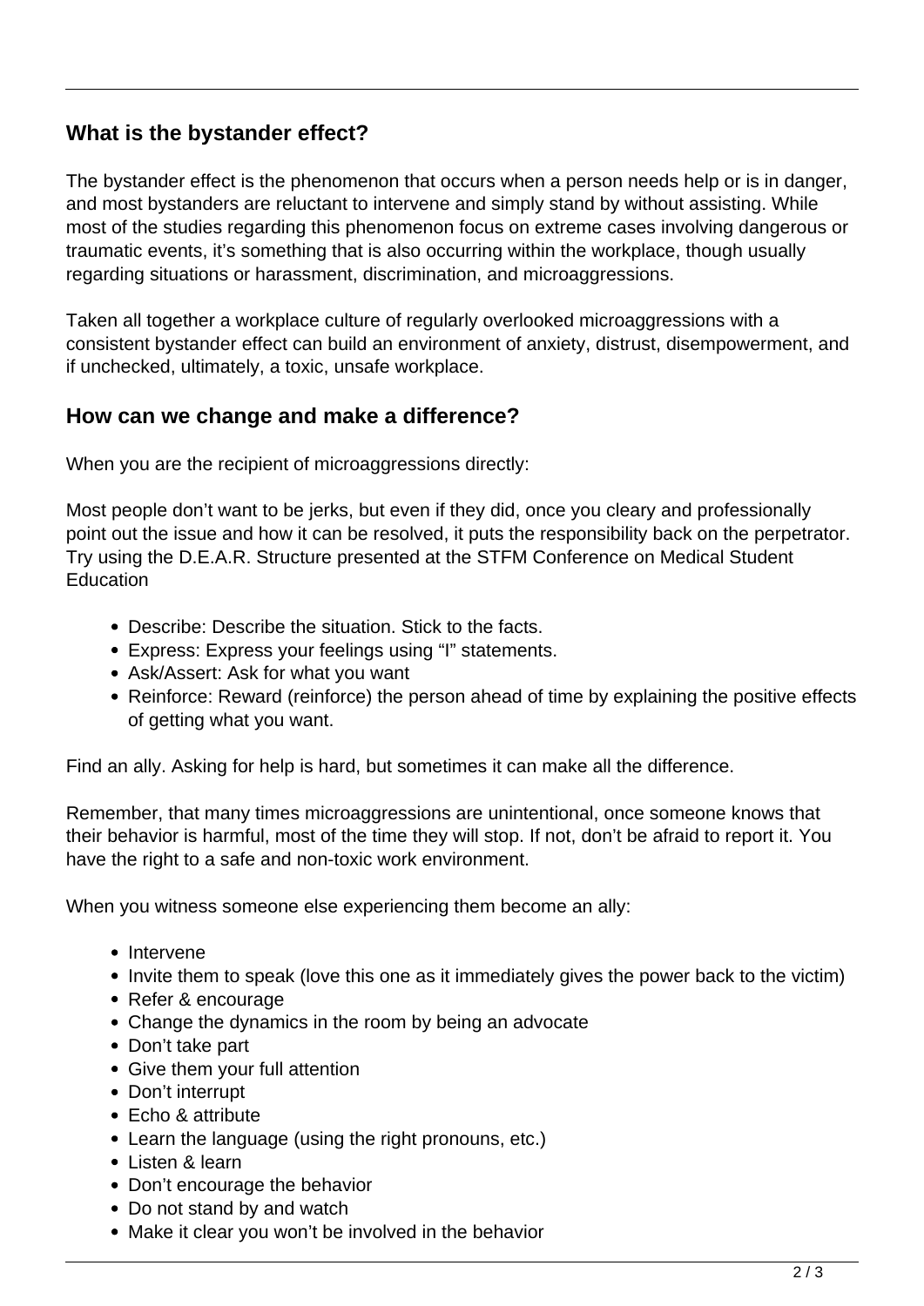## What is the bystander effect?

The bystander effect is the phenomenon that occurs when a person needs help or is in danger, and most bystanders are reluctant to intervene and simply stand by without assisting. While most of the studies regarding this phenomenon focus on extreme cases involving dangerous or traumatic events, it's something that is also occurring within the workplace, though usually regarding situations or harassment, discrimination, and microaggressions.

Taken all together a workplace culture of regularly overlooked microaggressions with a consistent bystander effect can build an environment of anxiety, distrust, disempowerment, and if unchecked, ultimately, a toxic, unsafe workplace.

## How can we change and make a difference?

When you are the recipient of microaggressions directly:

Most people don't want to be jerks, but even if they did, once you cleary and professionally point out the issue and how it can be resolved, it puts the responsibility back on the perpetrator. Try using the D.E.A.R. Structure presented at the STFM Conference on Medical Student Education

- Describe: Describe the situation. Stick to the facts.
- Express: Express your feelings using "I" statements.
- Ask/Assert: Ask for what you want
- Reinforce: Reward (reinforce) the person ahead of time by explaining the positive effects of getting what you want.

Find an ally. Asking for help is hard, but sometimes it can make all the difference.

Remember, that many times microaggressions are unintentional, once someone knows that their behavior is harmful, most of the time they will stop. If not, don't be afraid to report it. You have the right to a safe and non-toxic work environment.

When you witness someone else experiencing them become an ally:

- Intervene
- Invite them to speak (love this one as it immediately gives the power back to the victim)
- Refer & encourage
- Change the dynamics in the room by being an advocate
- Don't take part
- Give them your full attention
- Don't interrupt
- Echo & attribute
- Learn the language (using the right pronouns, etc.)
- Listen & learn
- Don't encourage the behavior
- Do not stand by and watch
- Make it clear you won't be involved in the behavior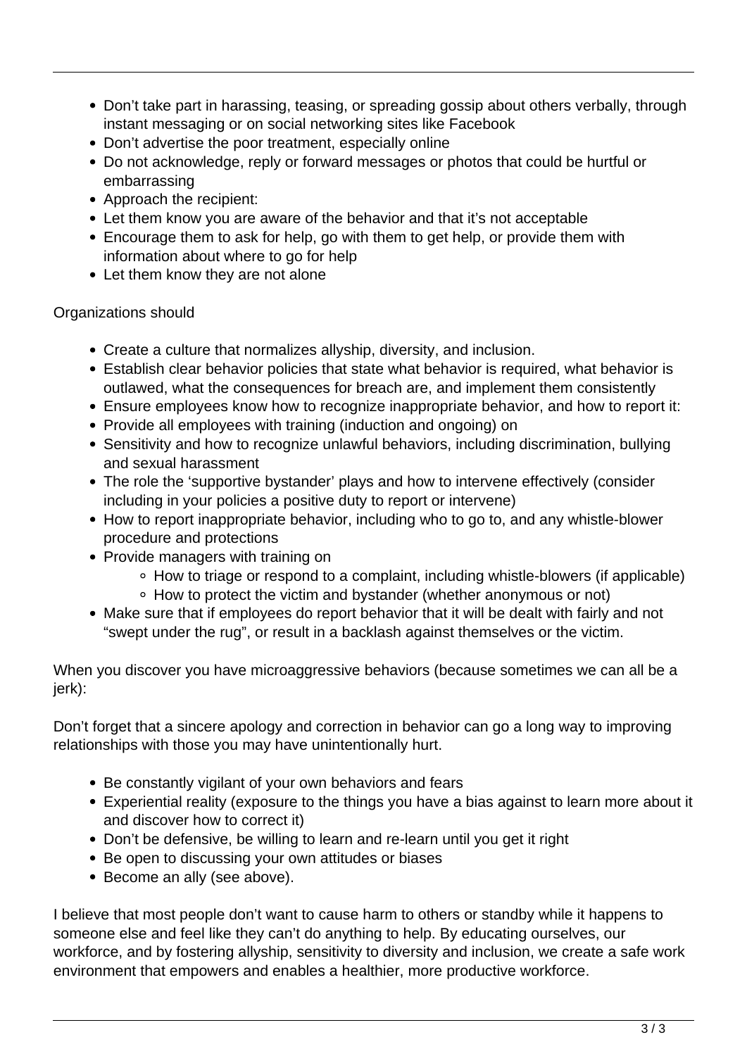- Don't take part in harassing, teasing, or spreading gossip about others verbally, through instant messaging or on social networking sites like Facebook
- Don't advertise the poor treatment, especially online
- Do not acknowledge, reply or forward messages or photos that could be hurtful or embarrassing
- Approach the recipient:
- Let them know you are aware of the behavior and that it's not acceptable
- Encourage them to ask for help, go with them to get help, or provide them with information about where to go for help
- Let them know they are not alone

Organizations should

- Create a culture that normalizes allyship, diversity, and inclusion.
- Establish clear behavior policies that state what behavior is required, what behavior is outlawed, what the consequences for breach are, and implement them consistently
- Ensure employees know how to recognize inappropriate behavior, and how to report it:
- Provide all employees with training (induction and ongoing) on
- Sensitivity and how to recognize unlawful behaviors, including discrimination, bullying and sexual harassment
- The role the 'supportive bystander' plays and how to intervene effectively (consider including in your policies a positive duty to report or intervene)
- How to report inappropriate behavior, including who to go to, and any whistle-blower procedure and protections
- Provide managers with training on
    - How to triage or respond to a complaint, including whistle-blowers (if applicable)
    - How to protect the victim and bystander (whether anonymous or not)
- Make sure that if employees do report behavior that it will be dealt with fairly and not "swept under the rug", or result in a backlash against themselves or the victim.

When you discover you have microaggressive behaviors (because sometimes we can all be a jerk):

Don't forget that a sincere apology and correction in behavior can go a long way to improving relationships with those you may have unintentionally hurt.

- Be constantly vigilant of your own behaviors and fears
- Experiential reality (exposure to the things you have a bias against to learn more about it and discover how to correct it)
- Don't be defensive, be willing to learn and re-learn until you get it right
- Be open to discussing your own attitudes or biases
- Become an ally (see above).

I believe that most people don't want to cause harm to others or standby while it happens to someone else and feel like they can't do anything to help. By educating ourselves, our workforce, and by fostering allyship, sensitivity to diversity and inclusion, we create a safe work environment that empowers and enables a healthier, more productive workforce.